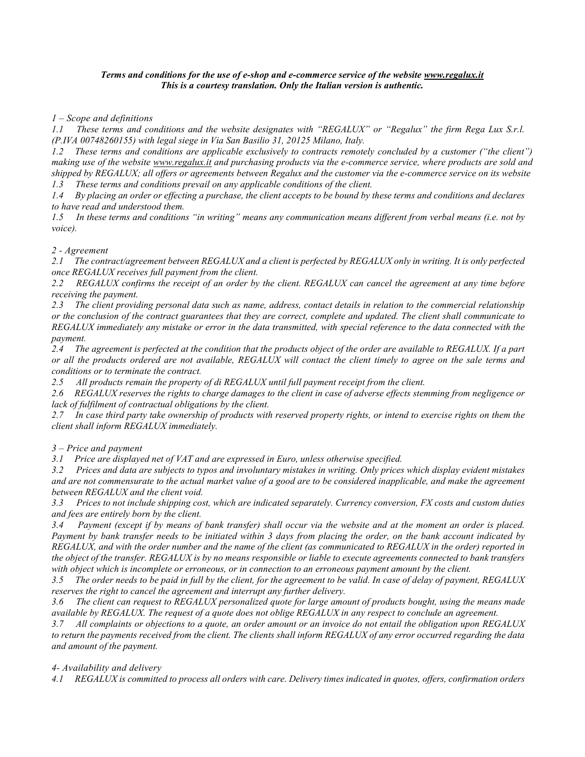***Terms and conditions for the use of e-shop and e-commerce service of the website [www.regalux.it](http://www.regalux.it)***
***This is a courtesy translation. Only the Italian version is authentic.***

*1 – Scope and definitions*

*1.1 These terms and conditions and the website designates with "REGALUX" or "Regalux" the firm Rega Lux S.r.l. (P.IVA 00748260155) with legal siege in Via San Basilio 31, 20125 Milano, Italy.*

*1.2 These terms and conditions are applicable exclusively to contracts remotely concluded by a customer ("the client") making use of the website [www.regalux.it](http://www.regalux.it) and purchasing products via the e-commerce service, where products are sold and shipped by REGALUX; all offers or agreements between Regalux and the customer via the e-commerce service on its website*

*1.3 These terms and conditions prevail on any applicable conditions of the client.*

*1.4 By placing an order or effecting a purchase, the client accepts to be bound by these terms and conditions and declares to have read and understood them.*

*1.5 In these terms and conditions "in writing" means any communication means different from verbal means (i.e. not by voice).*

*2 - Agreement*

*2.1 The contract/agreement between REGALUX and a client is perfected by REGALUX only in writing. It is only perfected once REGALUX receives full payment from the client.*

*2.2 REGALUX confirms the receipt of an order by the client. REGALUX can cancel the agreement at any time before receiving the payment.*

*2.3 The client providing personal data such as name, address, contact details in relation to the commercial relationship or the conclusion of the contract guarantees that they are correct, complete and updated. The client shall communicate to REGALUX immediately any mistake or error in the data transmitted, with special reference to the data connected with the payment.*

*2.4 The agreement is perfected at the condition that the products object of the order are available to REGALUX. If a part or all the products ordered are not available, REGALUX will contact the client timely to agree on the sale terms and conditions or to terminate the contract.*

*2.5 All products remain the property of di REGALUX until full payment receipt from the client.*

*2.6 REGALUX reserves the rights to charge damages to the client in case of adverse effects stemming from negligence or lack of fulfilment of contractual obligations by the client.*

*2.7 In case third party take ownership of products with reserved property rights, or intend to exercise rights on them the client shall inform REGALUX immediately.*

*3 – Price and payment*

*3.1 Price are displayed net of VAT and are expressed in Euro, unless otherwise specified.*

*3.2 Prices and data are subjects to typos and involuntary mistakes in writing. Only prices which display evident mistakes and are not commensurate to the actual market value of a good are to be considered inapplicable, and make the agreement between REGALUX and the client void.*

*3.3 Prices to not include shipping cost, which are indicated separately. Currency conversion, FX costs and custom duties and fees are entirely born by the client.*

*3.4 Payment (except if by means of bank transfer) shall occur via the website and at the moment an order is placed. Payment by bank transfer needs to be initiated within 3 days from placing the order, on the bank account indicated by REGALUX, and with the order number and the name of the client (as communicated to REGALUX in the order) reported in the object of the transfer. REGALUX is by no means responsible or liable to execute agreements connected to bank transfers with object which is incomplete or erroneous, or in connection to an erroneous payment amount by the client.*

*3.5 The order needs to be paid in full by the client, for the agreement to be valid. In case of delay of payment, REGALUX reserves the right to cancel the agreement and interrupt any further delivery.*

*3.6 The client can request to REGALUX personalized quote for large amount of products bought, using the means made available by REGALUX. The request of a quote does not oblige REGALUX in any respect to conclude an agreement.*

*3.7 All complaints or objections to a quote, an order amount or an invoice do not entail the obligation upon REGALUX to return the payments received from the client. The clients shall inform REGALUX of any error occurred regarding the data and amount of the payment.*

*4- Availability and delivery*

*4.1 REGALUX is committed to process all orders with care. Delivery times indicated in quotes, offers, confirmation orders*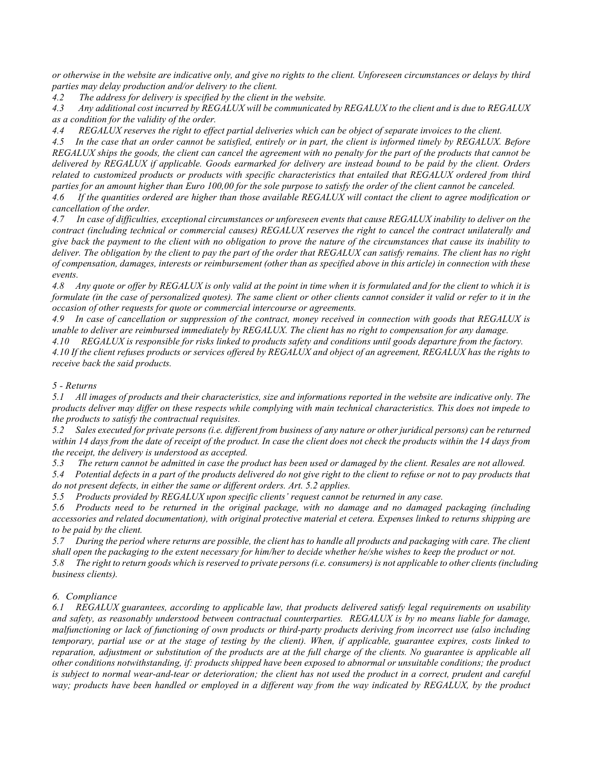*or otherwise in the website are indicative only, and give no rights to the client. Unforeseen circumstances or delays by third parties may delay production and/or delivery to the client.*

*4.2 The address for delivery is specified by the client in the website.*

*4.3 Any additional cost incurred by REGALUX will be communicated by REGALUX to the client and is due to REGALUX as a condition for the validity of the order.*

*4.4 REGALUX reserves the right to effect partial deliveries which can be object of separate invoices to the client.*

*4.5 In the case that an order cannot be satisfied, entirely or in part, the client is informed timely by REGALUX. Before REGALUX ships the goods, the client can cancel the agreement with no penalty for the part of the products that cannot be delivered by REGALUX if applicable. Goods earmarked for delivery are instead bound to be paid by the client. Orders related to customized products or products with specific characteristics that entailed that REGALUX ordered from third parties for an amount higher than Euro 100,00 for the sole purpose to satisfy the order of the client cannot be canceled.*

*4.6 If the quantities ordered are higher than those available REGALUX will contact the client to agree modification or cancellation of the order.*

*4.7 In case of difficulties, exceptional circumstances or unforeseen events that cause REGALUX inability to deliver on the contract (including technical or commercial causes) REGALUX reserves the right to cancel the contract unilaterally and give back the payment to the client with no obligation to prove the nature of the circumstances that cause its inability to deliver. The obligation by the client to pay the part of the order that REGALUX can satisfy remains. The client has no right of compensation, damages, interests or reimbursement (other than as specified above in this article) in connection with these events.*

*4.8 Any quote or offer by REGALUX is only valid at the point in time when it is formulated and for the client to which it is formulate (in the case of personalized quotes). The same client or other clients cannot consider it valid or refer to it in the occasion of other requests for quote or commercial intercourse or agreements.*

*4.9 In case of cancellation or suppression of the contract, money received in connection with goods that REGALUX is unable to deliver are reimbursed immediately by REGALUX. The client has no right to compensation for any damage.*

*4.10 REGALUX is responsible for risks linked to products safety and conditions until goods departure from the factory.*

*4.10 If the client refuses products or services offered by REGALUX and object of an agreement, REGALUX has the rights to receive back the said products.*

## *5 - Returns*

*5.1 All images of products and their characteristics, size and informations reported in the website are indicative only. The products deliver may differ on these respects while complying with main technical characteristics. This does not impede to the products to satisfy the contractual requisites.*

*5.2 Sales executed for private persons (i.e. different from business of any nature or other juridical persons) can be returned within 14 days from the date of receipt of the product. In case the client does not check the products within the 14 days from the receipt, the delivery is understood as accepted.*

*5.3 The return cannot be admitted in case the product has been used or damaged by the client. Resales are not allowed.*

*5.4 Potential defects in a part of the products delivered do not give right to the client to refuse or not to pay products that do not present defects, in either the same or different orders. Art. 5.2 applies.*

*5.5 Products provided by REGALUX upon specific clients' request cannot be returned in any case.*

*5.6 Products need to be returned in the original package, with no damage and no damaged packaging (including accessories and related documentation), with original protective material et cetera. Expenses linked to returns shipping are to be paid by the client.*

*5.7 During the period where returns are possible, the client has to handle all products and packaging with care. The client shall open the packaging to the extent necessary for him/her to decide whether he/she wishes to keep the product or not.*

*5.8 The right to return goods which is reserved to private persons (i.e. consumers) is not applicable to other clients (including business clients).*

## *6. Compliance*

*6.1 REGALUX guarantees, according to applicable law, that products delivered satisfy legal requirements on usability and safety, as reasonably understood between contractual counterparties. REGALUX is by no means liable for damage, malfunctioning or lack of functioning of own products or third-party products deriving from incorrect use (also including temporary, partial use or at the stage of testing by the client). When, if applicable, guarantee expires, costs linked to reparation, adjustment or substitution of the products are at the full charge of the clients. No guarantee is applicable all other conditions notwithstanding, if: products shipped have been exposed to abnormal or unsuitable conditions; the product is subject to normal wear-and-tear or deterioration; the client has not used the product in a correct, prudent and careful way; products have been handled or employed in a different way from the way indicated by REGALUX, by the product*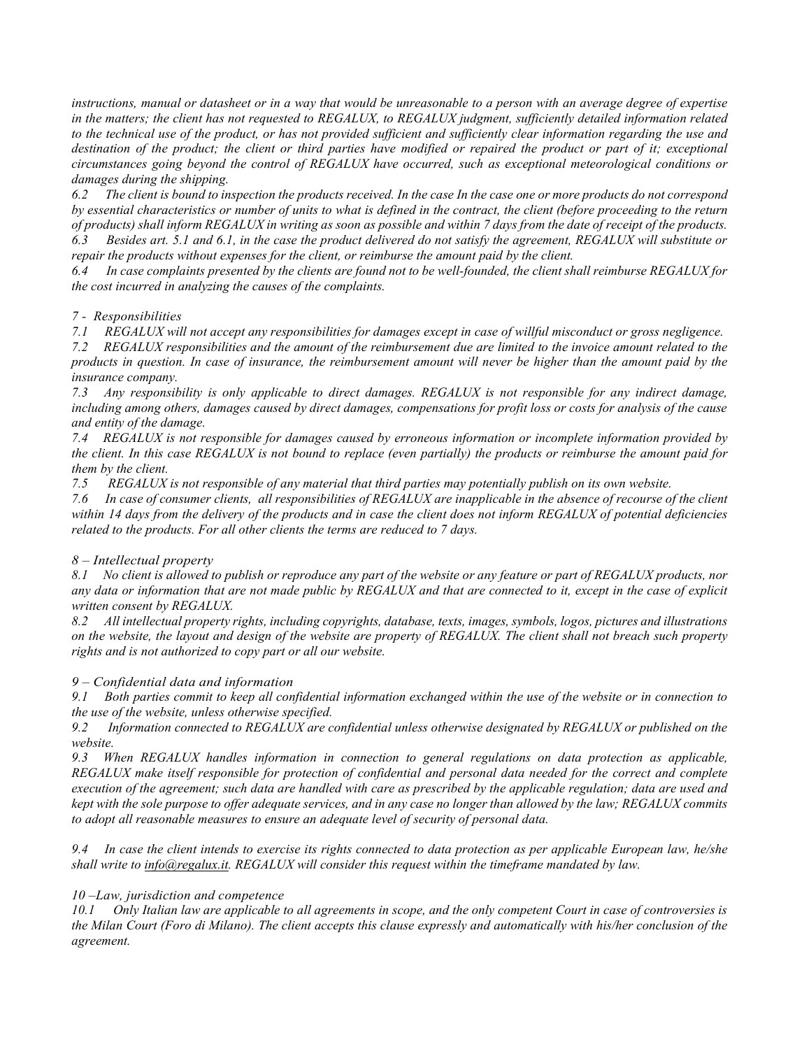*instructions, manual or datasheet or in a way that would be unreasonable to a person with an average degree of expertise in the matters; the client has not requested to REGALUX, to REGALUX judgment, sufficiently detailed information related to the technical use of the product, or has not provided sufficient and sufficiently clear information regarding the use and destination of the product; the client or third parties have modified or repaired the product or part of it; exceptional circumstances going beyond the control of REGALUX have occurred, such as exceptional meteorological conditions or damages during the shipping.*

*6.2 The client is bound to inspection the products received. In the case In the case one or more products do not correspond by essential characteristics or number of units to what is defined in the contract, the client (before proceeding to the return of products) shall inform REGALUX in writing as soon as possible and within 7 days from the date of receipt of the products.*

*6.3 Besides art. 5.1 and 6.1, in the case the product delivered do not satisfy the agreement, REGALUX will substitute or repair the products without expenses for the client, or reimburse the amount paid by the client.*

*6.4 In case complaints presented by the clients are found not to be well-founded, the client shall reimburse REGALUX for the cost incurred in analyzing the causes of the complaints.*

## *7 - Responsibilities*

*7.1 REGALUX will not accept any responsibilities for damages except in case of willful misconduct or gross negligence.*

*7.2 REGALUX responsibilities and the amount of the reimbursement due are limited to the invoice amount related to the products in question. In case of insurance, the reimbursement amount will never be higher than the amount paid by the insurance company.*

*7.3 Any responsibility is only applicable to direct damages. REGALUX is not responsible for any indirect damage, including among others, damages caused by direct damages, compensations for profit loss or costs for analysis of the cause and entity of the damage.*

*7.4 REGALUX is not responsible for damages caused by erroneous information or incomplete information provided by the client. In this case REGALUX is not bound to replace (even partially) the products or reimburse the amount paid for them by the client.*

*7.5 REGALUX is not responsible of any material that third parties may potentially publish on its own website.*

*7.6 In case of consumer clients, all responsibilities of REGALUX are inapplicable in the absence of recourse of the client within 14 days from the delivery of the products and in case the client does not inform REGALUX of potential deficiencies related to the products. For all other clients the terms are reduced to 7 days.*

## *8 – Intellectual property*

*8.1 No client is allowed to publish or reproduce any part of the website or any feature or part of REGALUX products, nor any data or information that are not made public by REGALUX and that are connected to it, except in the case of explicit written consent by REGALUX.*

*8.2 All intellectual property rights, including copyrights, database, texts, images, symbols, logos, pictures and illustrations on the website, the layout and design of the website are property of REGALUX. The client shall not breach such property rights and is not authorized to copy part or all our website.*

## *9 – Confidential data and information*

*9.1 Both parties commit to keep all confidential information exchanged within the use of the website or in connection to the use of the website, unless otherwise specified.*

*9.2 Information connected to REGALUX are confidential unless otherwise designated by REGALUX or published on the website.*

*9.3 When REGALUX handles information in connection to general regulations on data protection as applicable, REGALUX make itself responsible for protection of confidential and personal data needed for the correct and complete execution of the agreement; such data are handled with care as prescribed by the applicable regulation; data are used and kept with the sole purpose to offer adequate services, and in any case no longer than allowed by the law; REGALUX commits to adopt all reasonable measures to ensure an adequate level of security of personal data.*

*9.4 In case the client intends to exercise its rights connected to data protection as per applicable European law, he/she shall write to info@regalux.it. REGALUX will consider this request within the timeframe mandated by law.*

## *10 –Law, jurisdiction and competence*

*10.1 Only Italian law are applicable to all agreements in scope, and the only competent Court in case of controversies is the Milan Court (Foro di Milano). The client accepts this clause expressly and automatically with his/her conclusion of the agreement.*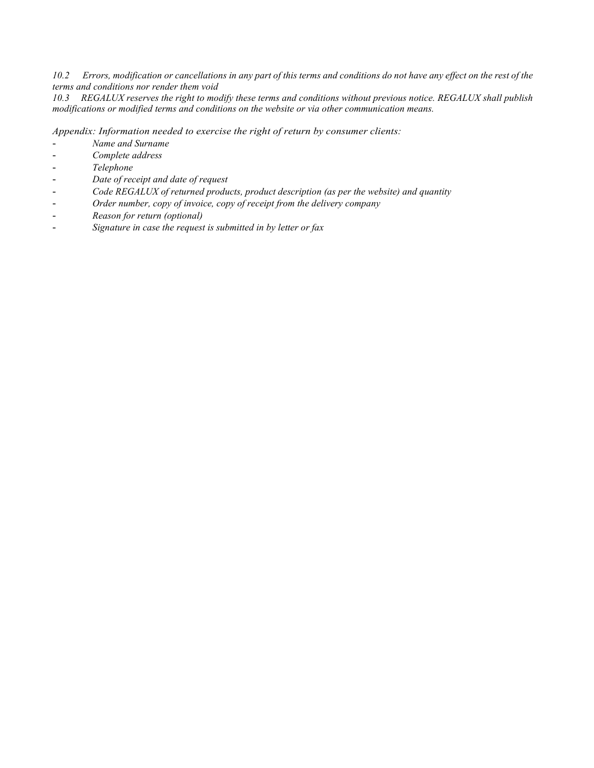*10.2 Errors, modification or cancellations in any part of this terms and conditions do not have any effect on the rest of the terms and conditions nor render them void*

*10.3 REGALUX reserves the right to modify these terms and conditions without previous notice. REGALUX shall publish modifications or modified terms and conditions on the website or via other communication means.*

*Appendix: Information needed to exercise the right of return by consumer clients:*

- *Name and Surname*
- *Complete address*
- *Telephone*
- *Date of receipt and date of request*
- *Code REGALUX of returned products, product description (as per the website) and quantity*
- *Order number, copy of invoice, copy of receipt from the delivery company*
- *Reason for return (optional)*
- *Signature in case the request is submitted in by letter or fax*